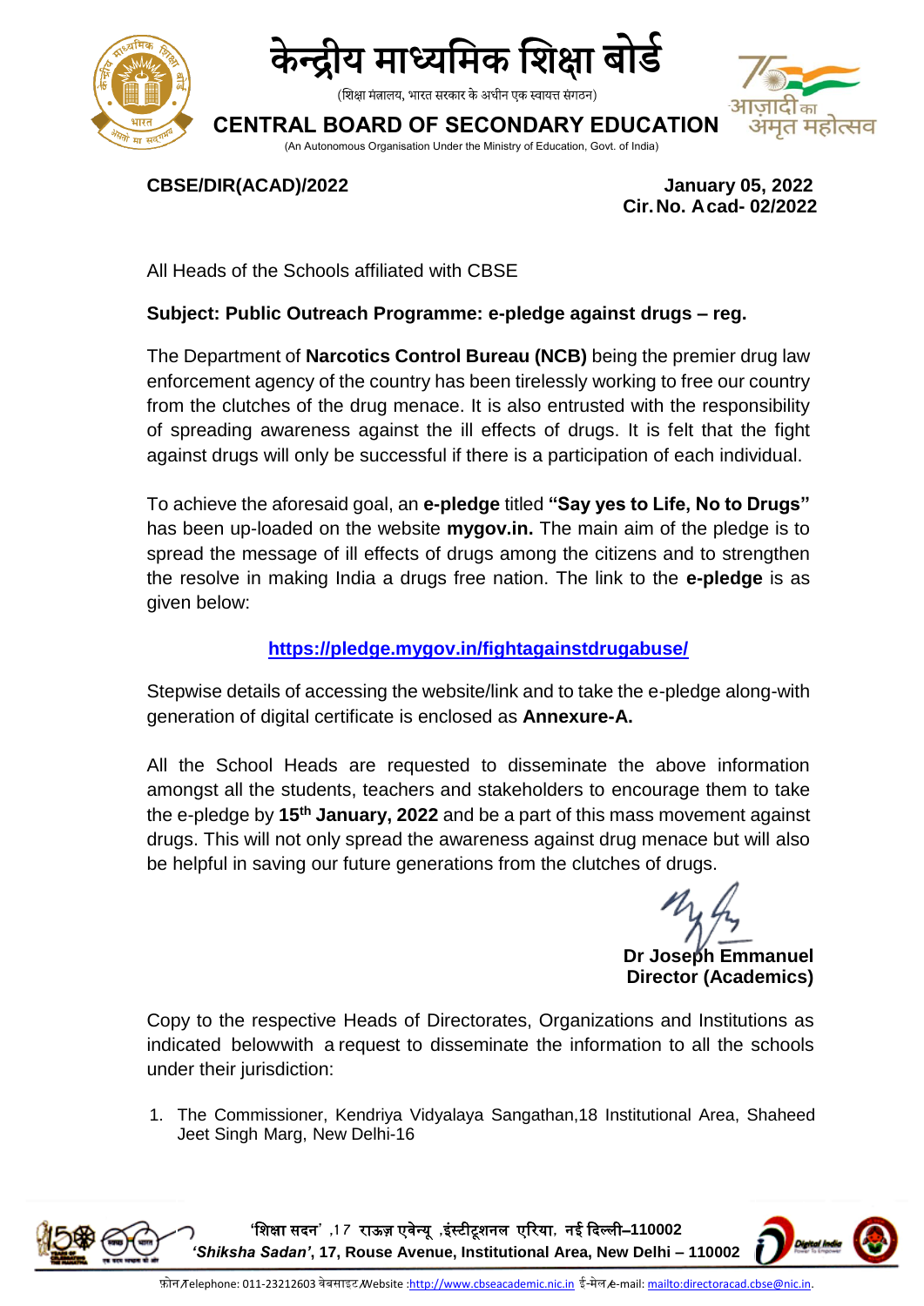# केन्द्रीय माध्यमिक शिक्षा बोर्ड

(शिक्षा मंत्रालय, भारत सरकार के अधीन एक स्वायत्त संगठन)

# CENTRAL BOARD OF SECONDARY EDUCATION

(An Autonomous Organisation Under the Ministry of Education, Govt. of India)

**CBSE/DIR(ACAD)/2022**

**January 05, 2022**
**Cir. No. Acad- 02/2022**

All Heads of the Schools affiliated with CBSE

**Subject: Public Outreach Programme: e-pledge against drugs – reg.**

The Department of **Narcotics Control Bureau (NCB)** being the premier drug law enforcement agency of the country has been tirelessly working to free our country from the clutches of the drug menace. It is also entrusted with the responsibility of spreading awareness against the ill effects of drugs. It is felt that the fight against drugs will only be successful if there is a participation of each individual.

To achieve the aforesaid goal, an **e-pledge** titled **"Say yes to Life, No to Drugs"** has been up-loaded on the website **mygov.in.** The main aim of the pledge is to spread the message of ill effects of drugs among the citizens and to strengthen the resolve in making India a drugs free nation. The link to the **e-pledge** is as given below:

**https://pledge.mygov.in/fightagainstdrugabuse/**

Stepwise details of accessing the website/link and to take the e-pledge along-with generation of digital certificate is enclosed as **Annexure-A.**

All the School Heads are requested to disseminate the above information amongst all the students, teachers and stakeholders to encourage them to take the e-pledge by **15th January, 2022** and be a part of this mass movement against drugs. This will not only spread the awareness against drug menace but will also be helpful in saving our future generations from the clutches of drugs.

**Dr Joseph Emmanuel**
**Director (Academics)**

Copy to the respective Heads of Directorates, Organizations and Institutions as indicated belowwith a request to disseminate the information to all the schools under their jurisdiction:

1. The Commissioner, Kendriya Vidyalaya Sangathan,18 Institutional Area, Shaheed Jeet Singh Marg, New Delhi-16

'शिक्षा सदन' ,17 राऊज़ एवेन्यू ,इंस्टीटूशनल एरिया, नई दिल्ली–110002
***'Shiksha Sadan'*, 17, Rouse Avenue, Institutional Area, New Delhi – 110002**

फ़ोन/Telephone: 011-23212603 वेबसाइट/Website :http://www.cbseacademic.nic.in ई-मेल/e-mail: mailto:directoracad.cbse@nic.in.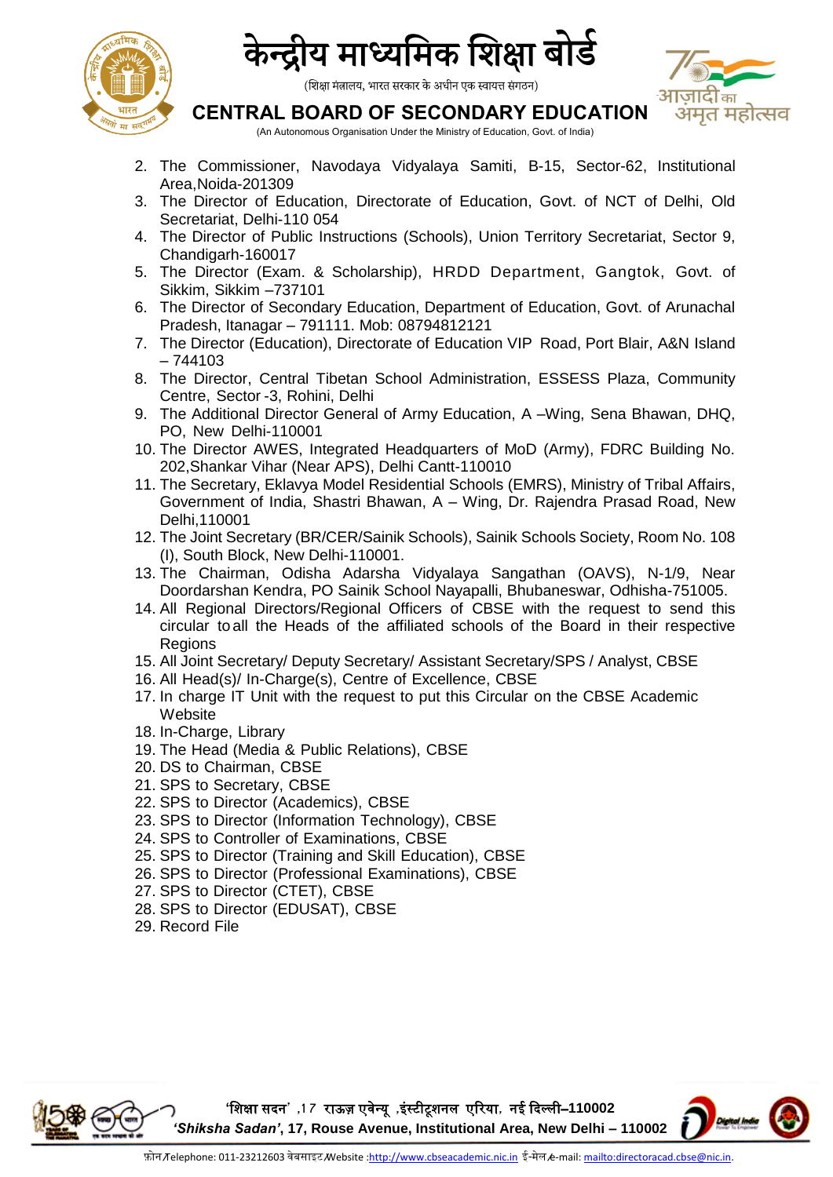2. The Commissioner, Navodaya Vidyalaya Samiti, B-15, Sector-62, Institutional Area,Noida-201309
3. The Director of Education, Directorate of Education, Govt. of NCT of Delhi, Old Secretariat, Delhi-110 054
4. The Director of Public Instructions (Schools), Union Territory Secretariat, Sector 9, Chandigarh-160017
5. The Director (Exam. & Scholarship), HRDD Department, Gangtok, Govt. of Sikkim, Sikkim –737101
6. The Director of Secondary Education, Department of Education, Govt. of Arunachal Pradesh, Itanagar – 791111. Mob: 08794812121
7. The Director (Education), Directorate of Education VIP Road, Port Blair, A&N Island – 744103
8. The Director, Central Tibetan School Administration, ESSESS Plaza, Community Centre, Sector -3, Rohini, Delhi
9. The Additional Director General of Army Education, A –Wing, Sena Bhawan, DHQ, PO, New Delhi-110001
10. The Director AWES, Integrated Headquarters of MoD (Army), FDRC Building No. 202,Shankar Vihar (Near APS), Delhi Cantt-110010
11. The Secretary, Eklavya Model Residential Schools (EMRS), Ministry of Tribal Affairs, Government of India, Shastri Bhawan, A – Wing, Dr. Rajendra Prasad Road, New Delhi,110001
12. The Joint Secretary (BR/CER/Sainik Schools), Sainik Schools Society, Room No. 108 (I), South Block, New Delhi-110001.
13. The Chairman, Odisha Adarsha Vidyalaya Sangathan (OAVS), N-1/9, Near Doordarshan Kendra, PO Sainik School Nayapalli, Bhubaneswar, Odhisha-751005.
14. All Regional Directors/Regional Officers of CBSE with the request to send this circular to all the Heads of the affiliated schools of the Board in their respective Regions
15. All Joint Secretary/ Deputy Secretary/ Assistant Secretary/SPS / Analyst, CBSE
16. All Head(s)/ In-Charge(s), Centre of Excellence, CBSE
17. In charge IT Unit with the request to put this Circular on the CBSE Academic Website
18. In-Charge, Library
19. The Head (Media & Public Relations), CBSE
20. DS to Chairman, CBSE
21. SPS to Secretary, CBSE
22. SPS to Director (Academics), CBSE
23. SPS to Director (Information Technology), CBSE
24. SPS to Controller of Examinations, CBSE
25. SPS to Director (Training and Skill Education), CBSE
26. SPS to Director (Professional Examinations), CBSE
27. SPS to Director (CTET), CBSE
28. SPS to Director (EDUSAT), CBSE
29. Record File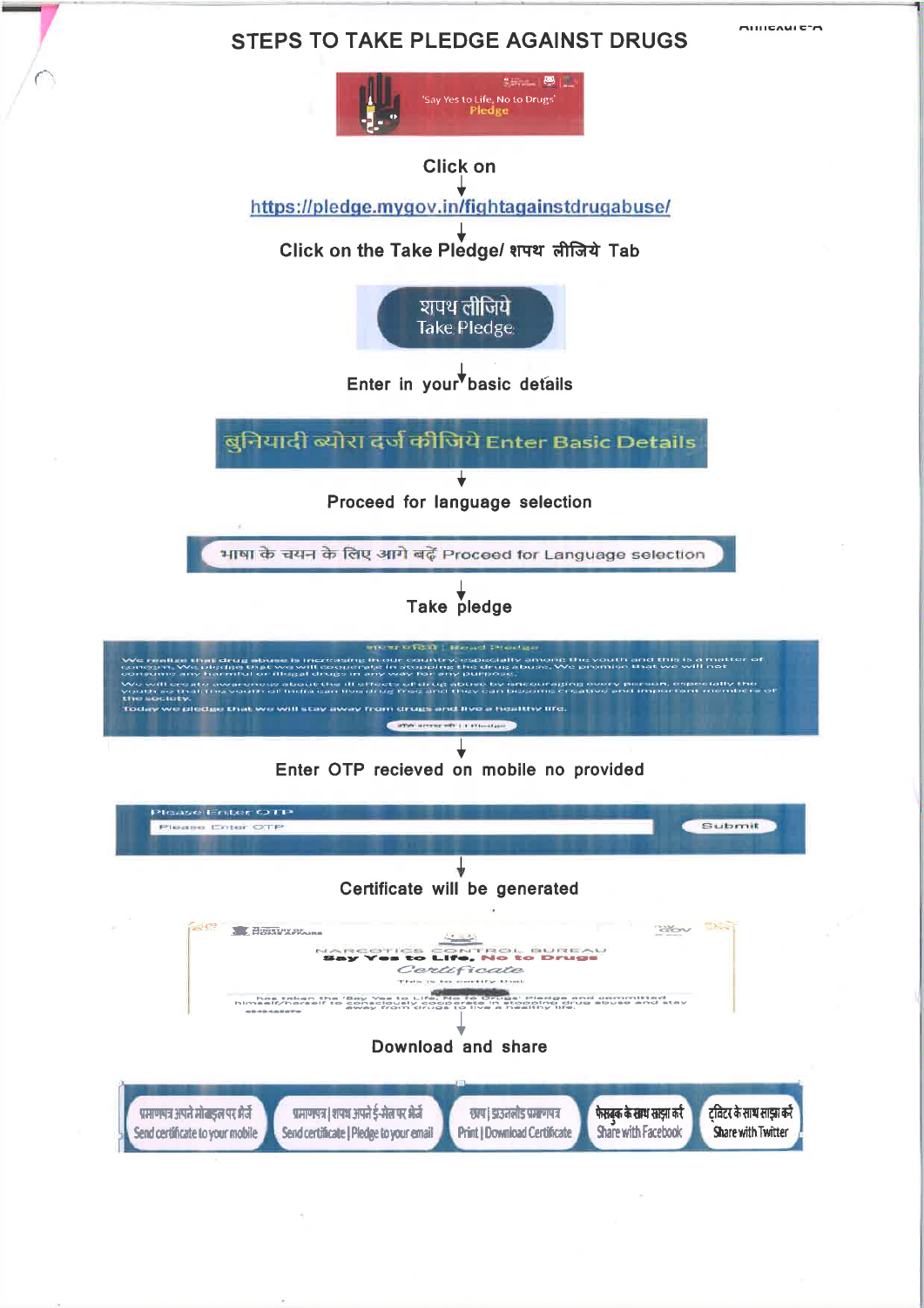Annexure-A

# STEPS TO TAKE PLEDGE AGAINST DRUGS

'Say Yes to Life, No to Drugs' Pledge

Click on

↓

https://pledge.mygov.in/fightagainstdrugabuse/

↓

Click on the Take Pledge/ शपथ लीजिये Tab

शपथ लीजिये
Take Pledge

↓

Enter in your basic details

बुनियादी ब्योरा दर्ज कीजिये Enter Basic Details

↓

Proceed for language selection

भाषा के चयन के लिए आगे बढ़ें Proceed for Language selection

↓

Take pledge

शपथ पढ़िये | Read Pledge

We realize that drug abuse is increasing in our country, especially among the youth and this is a matter of concern. We pledge that we will cooperate in stopping the drug abuse. We promise that we will not consume any harmful or illegal drugs in any way for any purpose.

We will create awareness about the ill effects of drug abuse by encouraging every person, especially the youth so that the youth of India can live drug free and they can become creative and important members of the society.

Today we pledge that we will stay away from drugs and live a healthy life.

शपथ स्वीकार करें | I Pledge

↓

Enter OTP recieved on mobile no provided

Please Enter OTP

Please Enter OTP | Submit

↓

Certificate will be generated

Ministry of Home Affairs

NARCOTICS CONTROL BUREAU

Say Yes to Life, No to Drugs

Certificate

This is to certify that

has taken the 'Say Yes to Life, No to Drugs' Pledge and committed himself/herself to consciously cooperate in stopping drug abuse and stay away from drugs to live a healthy life.

↓

Download and share

- प्रमाणपत्र अपने मोबाइल पर भेजें — Send certificate to your mobile
- प्रमाणपत्र | शपथ अपने ई-मेल पर भेजें — Send certificate | Pledge to your email
- छाप | डाउनलोड प्रमाणपत्र — Print | Download Certificate
- फेसबुक के साथ साझा करें — Share with Facebook
- ट्विटर के साथ साझा करें — Share with Twitter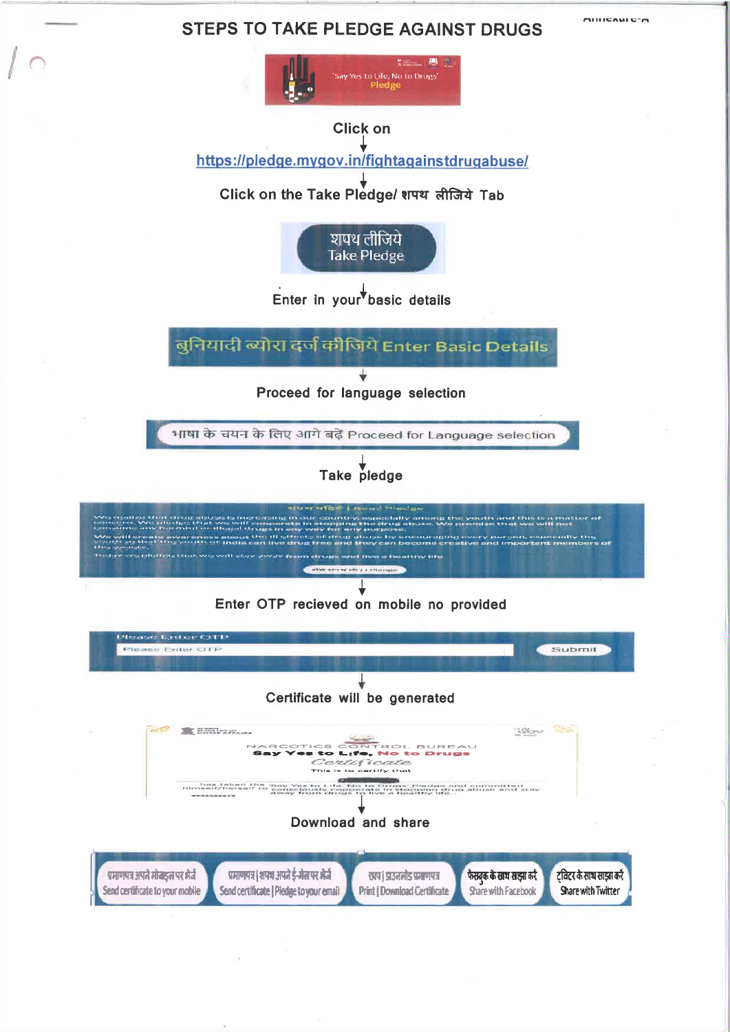Annexure-A

# STEPS TO TAKE PLEDGE AGAINST DRUGS

'Say Yes to Life, No to Drugs' Pledge

Click on

↓

https://pledge.mygov.in/fightagainstdrugabuse/

↓

Click on the Take Pledge/ शपथ लीजिये Tab

शपथ लीजिये
Take Pledge

↓

Enter in your basic details

बुनियादी ब्योरा दर्ज कीजिये Enter Basic Details

↓

Proceed for language selection

भाषा के चयन के लिए आगे बढ़ें Proceed for Language selection

↓

Take pledge

शपथ पढ़िए | Read Pledge

We realize that drug abuse is increasing in our country, especially among the youth and this is a matter of concern. We pledge that we will cooperate in stopping the drug abuse. We promise that we will not consume any harmful or illegal drugs in any way for any purpose.

We will create awareness about the ill effects of drug abuse by encouraging every person, especially the youth so that the youth of India can live drug free and they can become creative and important members of the society.

Today we pledge that we will stay away from drugs and live a healthy life.

शपथ लें | I Pledge

↓

Enter OTP recieved on mobile no provided

Please Enter OTP

Please Enter OTP | Submit

↓

Certificate will be generated

MINISTRY OF HOME AFFAIRS

NARCOTICS CONTROL BUREAU

Say Yes to Life, No to Drugs

Certificate

This is to certify that

has taken the 'Say Yes to Life, No to Drugs' Pledge and committed himself/herself to consciously cooperate in stopping drug abuse and stay away from drugs to live a healthy life.

↓

Download and share

प्रमाणपत्र अपने मोबाइल पर भेजें Send certificate to your mobile | प्रमाणपत्र | शपथ अपने ई-मेल पर भेजें Send certificate | Pledge to your email | छाप | डाउनलोड प्रमाणपत्र Print | Download Certificate | फेसबुक के साथ साझा करें Share with Facebook | ट्विटर के साथ साझा करें Share with Twitter